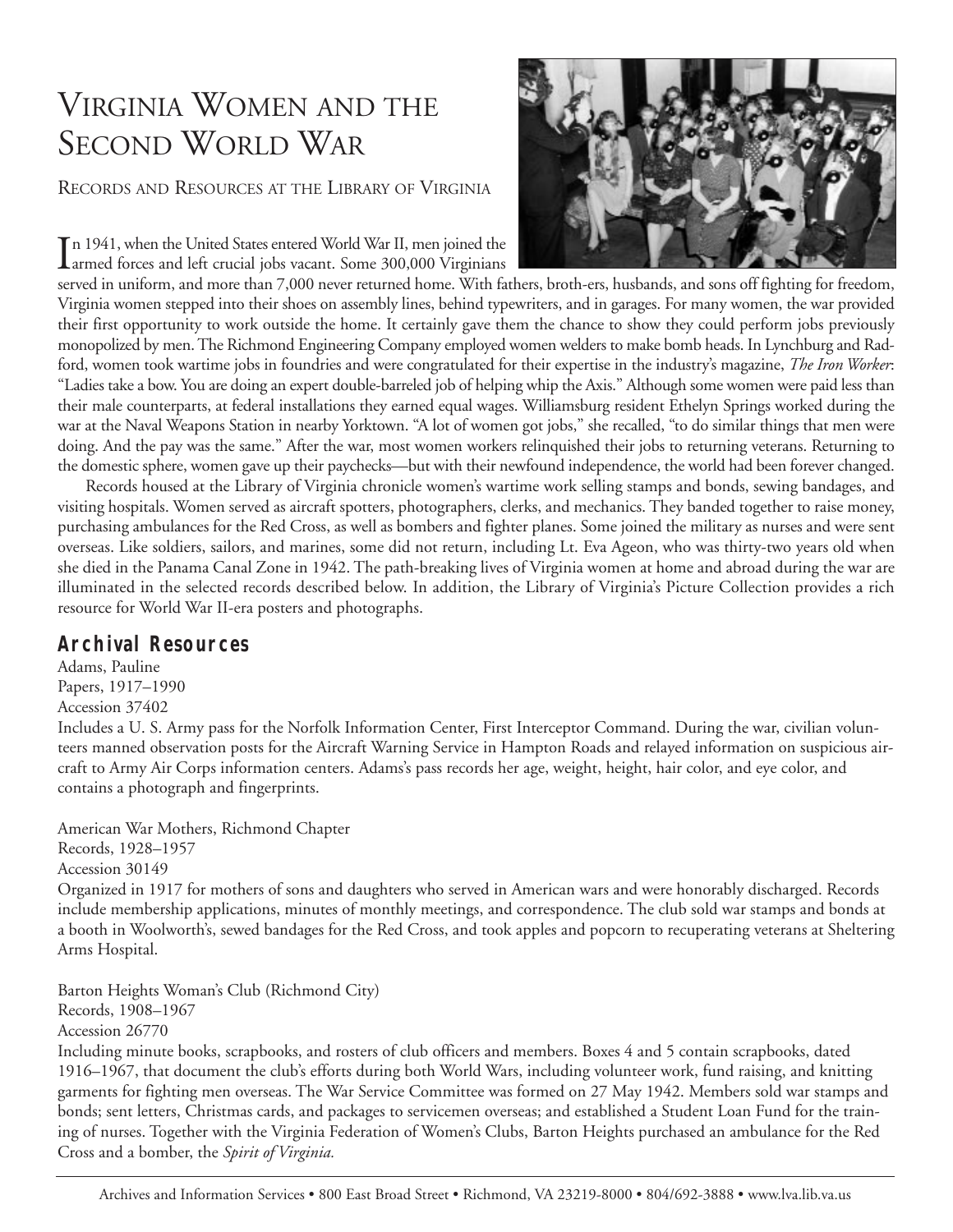# Virginia Women and the Second World War

Records and Resources at the Library of Virginia

In 1941, when the United States entered World War II, men joined the armed forces and left crucial jobs vacant. Some 300,000 Virginians served in uniform, and more than 7,000 never returned home. With fathers, broth-ers, husbands, and sons off fighting for freedom, Virginia women stepped into their shoes on assembly lines, behind typewriters, and in garages. For many women, the war provided their first opportunity to work outside the home. It certainly gave them the chance to show they could perform jobs previously monopolized by men. The Richmond Engineering Company employed women welders to make bomb heads. In Lynchburg and Radford, women took wartime jobs in foundries and were congratulated for their expertise in the industry's magazine, *The Iron Worker*: "Ladies take a bow. You are doing an expert double-barreled job of helping whip the Axis." Although some women were paid less than their male counterparts, at federal installations they earned equal wages. Williamsburg resident Ethelyn Springs worked during the war at the Naval Weapons Station in nearby Yorktown. "A lot of women got jobs," she recalled, "to do similar things that men were doing. And the pay was the same." After the war, most women workers relinquished their jobs to returning veterans. Returning to the domestic sphere, women gave up their paychecks—but with their newfound independence, the world had been forever changed.

Records housed at the Library of Virginia chronicle women's wartime work selling stamps and bonds, sewing bandages, and visiting hospitals. Women served as aircraft spotters, photographers, clerks, and mechanics. They banded together to raise money, purchasing ambulances for the Red Cross, as well as bombers and fighter planes. Some joined the military as nurses and were sent overseas. Like soldiers, sailors, and marines, some did not return, including Lt. Eva Ageon, who was thirty-two years old when she died in the Panama Canal Zone in 1942. The path-breaking lives of Virginia women at home and abroad during the war are illuminated in the selected records described below. In addition, the Library of Virginia's Picture Collection provides a rich resource for World War II-era posters and photographs.

## Archival Resources

Adams, Pauline
Papers, 1917–1990
Accession 37402
Includes a U. S. Army pass for the Norfolk Information Center, First Interceptor Command. During the war, civilian volunteers manned observation posts for the Aircraft Warning Service in Hampton Roads and relayed information on suspicious aircraft to Army Air Corps information centers. Adams's pass records her age, weight, height, hair color, and eye color, and contains a photograph and fingerprints.

American War Mothers, Richmond Chapter
Records, 1928–1957
Accession 30149
Organized in 1917 for mothers of sons and daughters who served in American wars and were honorably discharged. Records include membership applications, minutes of monthly meetings, and correspondence. The club sold war stamps and bonds at a booth in Woolworth's, sewed bandages for the Red Cross, and took apples and popcorn to recuperating veterans at Sheltering Arms Hospital.

Barton Heights Woman's Club (Richmond City)
Records, 1908–1967
Accession 26770
Including minute books, scrapbooks, and rosters of club officers and members. Boxes 4 and 5 contain scrapbooks, dated 1916–1967, that document the club's efforts during both World Wars, including volunteer work, fund raising, and knitting garments for fighting men overseas. The War Service Committee was formed on 27 May 1942. Members sold war stamps and bonds; sent letters, Christmas cards, and packages to servicemen overseas; and established a Student Loan Fund for the training of nurses. Together with the Virginia Federation of Women's Clubs, Barton Heights purchased an ambulance for the Red Cross and a bomber, the *Spirit of Virginia.*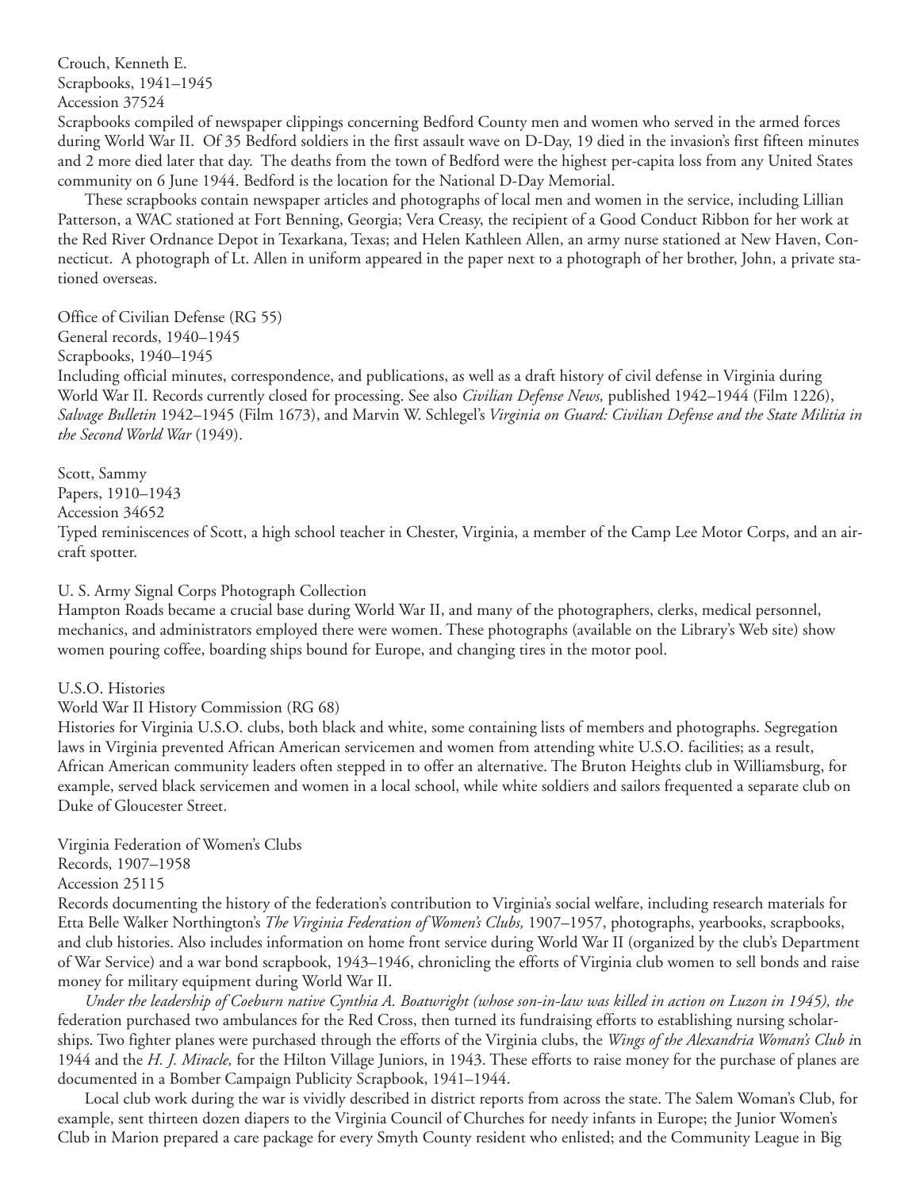Crouch, Kenneth E.
Scrapbooks, 1941–1945
Accession 37524

Scrapbooks compiled of newspaper clippings concerning Bedford County men and women who served in the armed forces during World War II. Of 35 Bedford soldiers in the first assault wave on D-Day, 19 died in the invasion's first fifteen minutes and 2 more died later that day. The deaths from the town of Bedford were the highest per-capita loss from any United States community on 6 June 1944. Bedford is the location for the National D-Day Memorial.

These scrapbooks contain newspaper articles and photographs of local men and women in the service, including Lillian Patterson, a WAC stationed at Fort Benning, Georgia; Vera Creasy, the recipient of a Good Conduct Ribbon for her work at the Red River Ordnance Depot in Texarkana, Texas; and Helen Kathleen Allen, an army nurse stationed at New Haven, Connecticut. A photograph of Lt. Allen in uniform appeared in the paper next to a photograph of her brother, John, a private stationed overseas.

Office of Civilian Defense (RG 55)
General records, 1940–1945
Scrapbooks, 1940–1945

Including official minutes, correspondence, and publications, as well as a draft history of civil defense in Virginia during World War II. Records currently closed for processing. See also *Civilian Defense News,* published 1942–1944 (Film 1226), *Salvage Bulletin* 1942–1945 (Film 1673), and Marvin W. Schlegel's *Virginia on Guard: Civilian Defense and the State Militia in the Second World War* (1949).

Scott, Sammy
Papers, 1910–1943
Accession 34652

Typed reminiscences of Scott, a high school teacher in Chester, Virginia, a member of the Camp Lee Motor Corps, and an aircraft spotter.

U. S. Army Signal Corps Photograph Collection

Hampton Roads became a crucial base during World War II, and many of the photographers, clerks, medical personnel, mechanics, and administrators employed there were women. These photographs (available on the Library's Web site) show women pouring coffee, boarding ships bound for Europe, and changing tires in the motor pool.

U.S.O. Histories
World War II History Commission (RG 68)

Histories for Virginia U.S.O. clubs, both black and white, some containing lists of members and photographs. Segregation laws in Virginia prevented African American servicemen and women from attending white U.S.O. facilities; as a result, African American community leaders often stepped in to offer an alternative. The Bruton Heights club in Williamsburg, for example, served black servicemen and women in a local school, while white soldiers and sailors frequented a separate club on Duke of Gloucester Street.

Virginia Federation of Women's Clubs
Records, 1907–1958
Accession 25115

Records documenting the history of the federation's contribution to Virginia's social welfare, including research materials for Etta Belle Walker Northington's *The Virginia Federation of Women's Clubs,* 1907–1957, photographs, yearbooks, scrapbooks, and club histories. Also includes information on home front service during World War II (organized by the club's Department of War Service) and a war bond scrapbook, 1943–1946, chronicling the efforts of Virginia club women to sell bonds and raise money for military equipment during World War II.

*Under the leadership of Coeburn native Cynthia A. Boatwright (whose son-in-law was killed in action on Luzon in 1945), the* federation purchased two ambulances for the Red Cross, then turned its fundraising efforts to establishing nursing scholarships. Two fighter planes were purchased through the efforts of the Virginia clubs, the *Wings of the Alexandria Woman's Club* in 1944 and the *H. J. Miracle,* for the Hilton Village Juniors, in 1943. These efforts to raise money for the purchase of planes are documented in a Bomber Campaign Publicity Scrapbook, 1941–1944.

Local club work during the war is vividly described in district reports from across the state. The Salem Woman's Club, for example, sent thirteen dozen diapers to the Virginia Council of Churches for needy infants in Europe; the Junior Women's Club in Marion prepared a care package for every Smyth County resident who enlisted; and the Community League in Big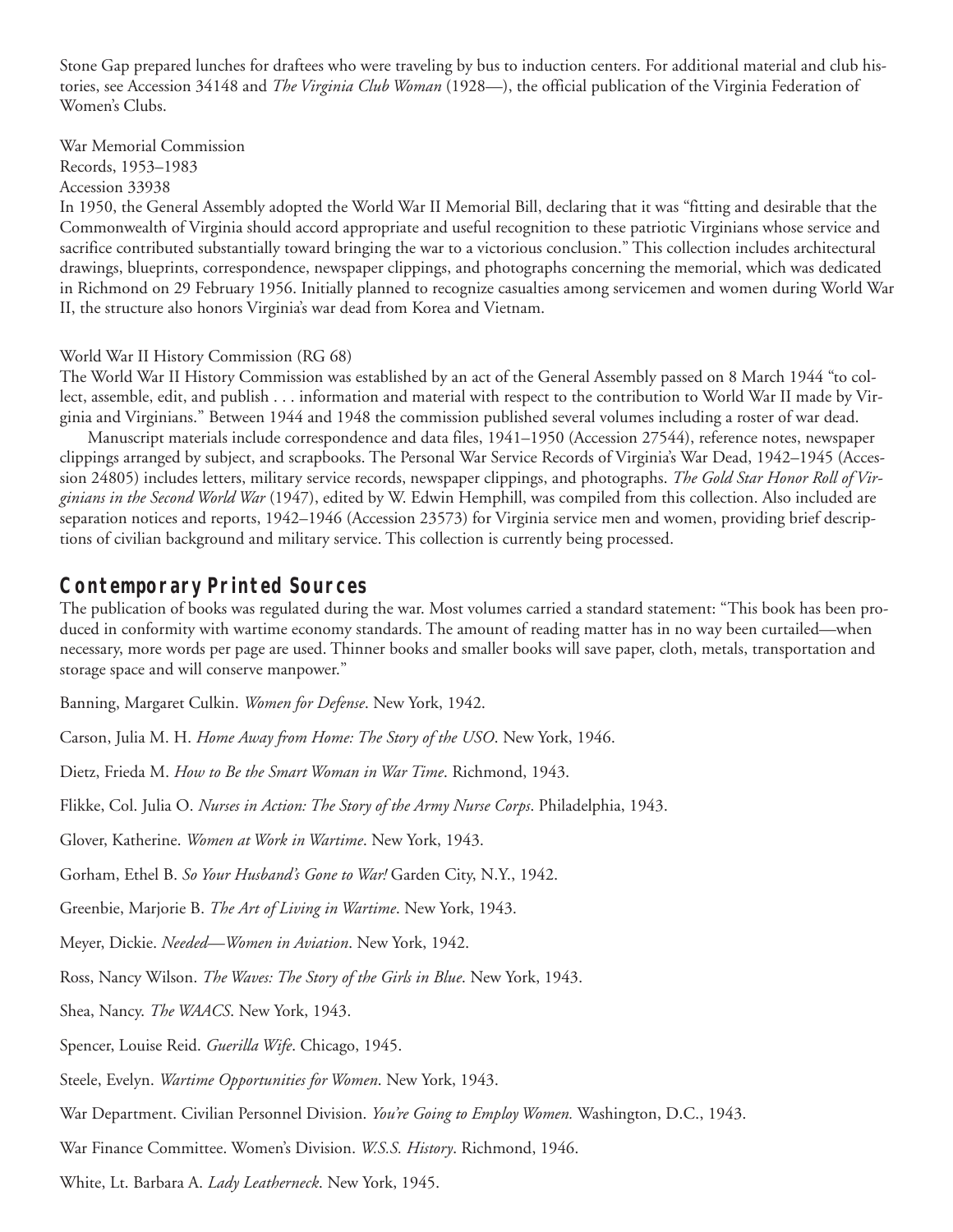Stone Gap prepared lunches for draftees who were traveling by bus to induction centers. For additional material and club histories, see Accession 34148 and *The Virginia Club Woman* (1928—), the official publication of the Virginia Federation of Women's Clubs.

War Memorial Commission
Records, 1953–1983
Accession 33938
In 1950, the General Assembly adopted the World War II Memorial Bill, declaring that it was "fitting and desirable that the Commonwealth of Virginia should accord appropriate and useful recognition to these patriotic Virginians whose service and sacrifice contributed substantially toward bringing the war to a victorious conclusion." This collection includes architectural drawings, blueprints, correspondence, newspaper clippings, and photographs concerning the memorial, which was dedicated in Richmond on 29 February 1956. Initially planned to recognize casualties among servicemen and women during World War II, the structure also honors Virginia's war dead from Korea and Vietnam.

World War II History Commission (RG 68)
The World War II History Commission was established by an act of the General Assembly passed on 8 March 1944 "to collect, assemble, edit, and publish . . . information and material with respect to the contribution to World War II made by Virginia and Virginians." Between 1944 and 1948 the commission published several volumes including a roster of war dead.

Manuscript materials include correspondence and data files, 1941–1950 (Accession 27544), reference notes, newspaper clippings arranged by subject, and scrapbooks. The Personal War Service Records of Virginia's War Dead, 1942–1945 (Accession 24805) includes letters, military service records, newspaper clippings, and photographs. *The Gold Star Honor Roll of Virginians in the Second World War* (1947), edited by W. Edwin Hemphill, was compiled from this collection. Also included are separation notices and reports, 1942–1946 (Accession 23573) for Virginia service men and women, providing brief descriptions of civilian background and military service. This collection is currently being processed.

## Contemporary Printed Sources

The publication of books was regulated during the war. Most volumes carried a standard statement: "This book has been produced in conformity with wartime economy standards. The amount of reading matter has in no way been curtailed—when necessary, more words per page are used. Thinner books and smaller books will save paper, cloth, metals, transportation and storage space and will conserve manpower."

Banning, Margaret Culkin. *Women for Defense*. New York, 1942.

Carson, Julia M. H. *Home Away from Home: The Story of the USO*. New York, 1946.

Dietz, Frieda M. *How to Be the Smart Woman in War Time*. Richmond, 1943.

Flikke, Col. Julia O. *Nurses in Action: The Story of the Army Nurse Corps*. Philadelphia, 1943.

Glover, Katherine. *Women at Work in Wartime*. New York, 1943.

Gorham, Ethel B. *So Your Husband's Gone to War!* Garden City, N.Y., 1942.

Greenbie, Marjorie B. *The Art of Living in Wartime*. New York, 1943.

Meyer, Dickie. *Needed—Women in Aviation*. New York, 1942.

Ross, Nancy Wilson. *The Waves: The Story of the Girls in Blue*. New York, 1943.

Shea, Nancy. *The WAACS*. New York, 1943.

Spencer, Louise Reid. *Guerilla Wife*. Chicago, 1945.

Steele, Evelyn. *Wartime Opportunities for Women*. New York, 1943.

War Department. Civilian Personnel Division. *You're Going to Employ Women.* Washington, D.C., 1943.

War Finance Committee. Women's Division. *W.S.S. History*. Richmond, 1946.

White, Lt. Barbara A. *Lady Leatherneck*. New York, 1945.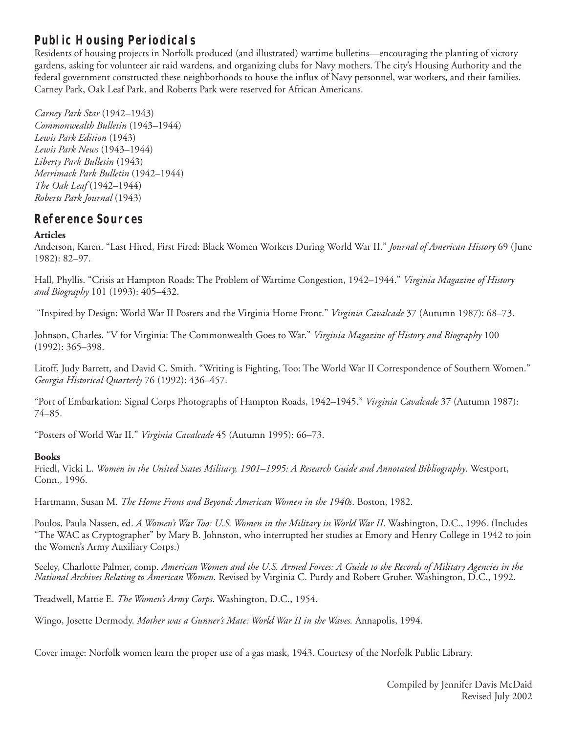## Public Housing Periodicals

Residents of housing projects in Norfolk produced (and illustrated) wartime bulletins—encouraging the planting of victory gardens, asking for volunteer air raid wardens, and organizing clubs for Navy mothers. The city's Housing Authority and the federal government constructed these neighborhoods to house the influx of Navy personnel, war workers, and their families. Carney Park, Oak Leaf Park, and Roberts Park were reserved for African Americans.

*Carney Park Star* (1942–1943)
*Commonwealth Bulletin* (1943–1944)
*Lewis Park Edition* (1943)
*Lewis Park News* (1943–1944)
*Liberty Park Bulletin* (1943)
*Merrimack Park Bulletin* (1942–1944)
*The Oak Leaf* (1942–1944)
*Roberts Park Journal* (1943)

## Reference Sources

**Articles**

Anderson, Karen. "Last Hired, First Fired: Black Women Workers During World War II." *Journal of American History* 69 (June 1982): 82–97.

Hall, Phyllis. "Crisis at Hampton Roads: The Problem of Wartime Congestion, 1942–1944." *Virginia Magazine of History and Biography* 101 (1993): 405–432.

"Inspired by Design: World War II Posters and the Virginia Home Front." *Virginia Cavalcade* 37 (Autumn 1987): 68–73.

Johnson, Charles. "V for Virginia: The Commonwealth Goes to War." *Virginia Magazine of History and Biography* 100 (1992): 365–398.

Litoff, Judy Barrett, and David C. Smith. "Writing is Fighting, Too: The World War II Correspondence of Southern Women." *Georgia Historical Quarterly* 76 (1992): 436–457.

"Port of Embarkation: Signal Corps Photographs of Hampton Roads, 1942–1945." *Virginia Cavalcade* 37 (Autumn 1987): 74–85.

"Posters of World War II." *Virginia Cavalcade* 45 (Autumn 1995): 66–73.

**Books**

Friedl, Vicki L. *Women in the United States Military, 1901–1995: A Research Guide and Annotated Bibliography*. Westport, Conn., 1996.

Hartmann, Susan M. *The Home Front and Beyond: American Women in the 1940s*. Boston, 1982.

Poulos, Paula Nassen, ed. *A Women's War Too: U.S. Women in the Military in World War II*. Washington, D.C., 1996. (Includes "The WAC as Cryptographer" by Mary B. Johnston, who interrupted her studies at Emory and Henry College in 1942 to join the Women's Army Auxiliary Corps.)

Seeley, Charlotte Palmer, comp. *American Women and the U.S. Armed Forces: A Guide to the Records of Military Agencies in the National Archives Relating to American Women*. Revised by Virginia C. Purdy and Robert Gruber. Washington, D.C., 1992.

Treadwell, Mattie E. *The Women's Army Corps*. Washington, D.C., 1954.

Wingo, Josette Dermody. *Mother was a Gunner's Mate: World War II in the Waves.* Annapolis, 1994.

Cover image: Norfolk women learn the proper use of a gas mask, 1943. Courtesy of the Norfolk Public Library.

Compiled by Jennifer Davis McDaid
Revised July 2002